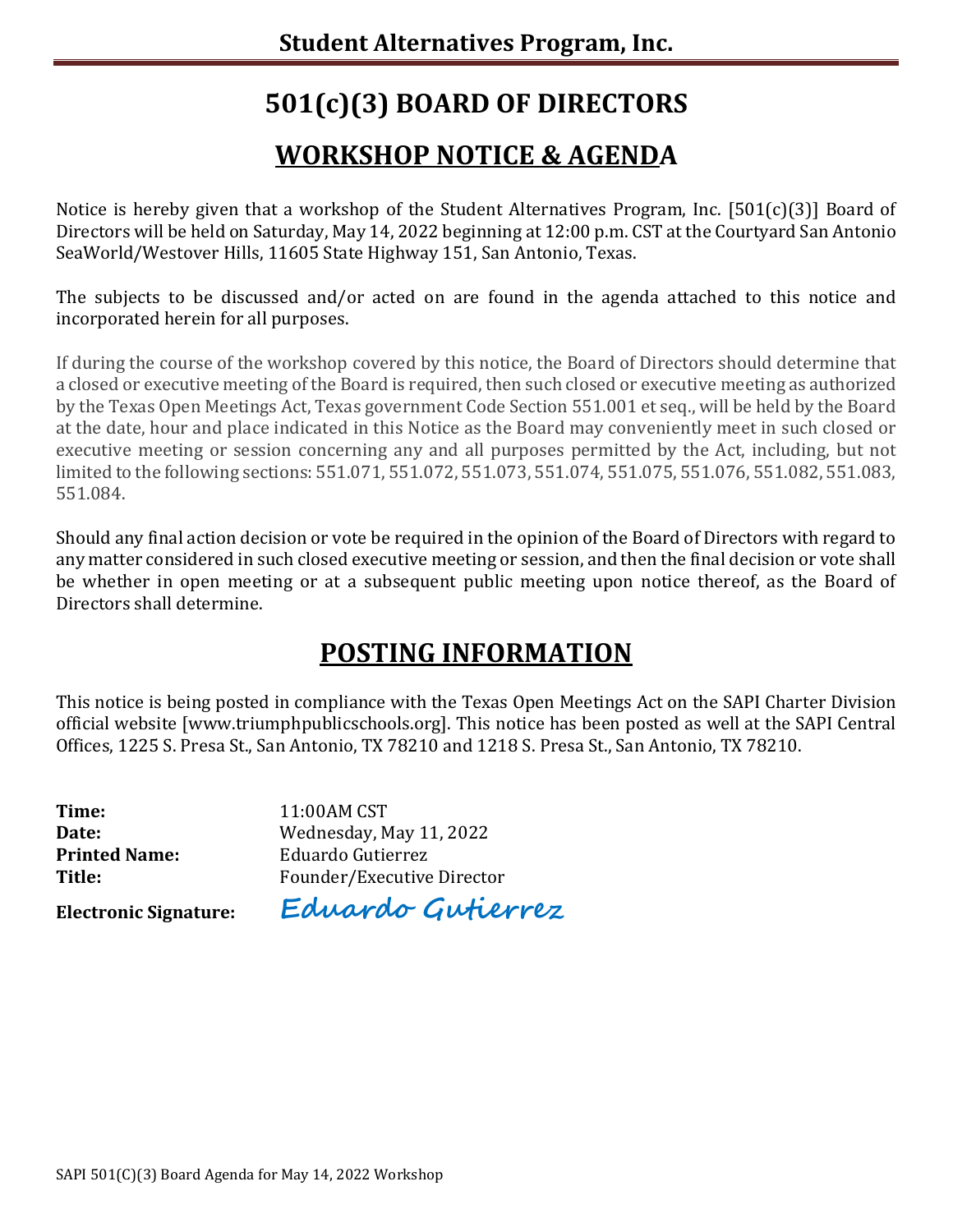# Student Alternatives Program, Inc.

# 501(c)(3) BOARD OF DIRECTORS

## WORKSHOP NOTICE & AGENDA

Notice is hereby given that a workshop of the Student Alternatives Program, Inc. [501(c)(3)] Board of Directors will be held on Saturday, May 14, 2022 beginning at 12:00 p.m. CST at the Courtyard San Antonio SeaWorld/Westover Hills, 11605 State Highway 151, San Antonio, Texas.

The subjects to be discussed and/or acted on are found in the agenda attached to this notice and incorporated herein for all purposes.

If during the course of the workshop covered by this notice, the Board of Directors should determine that a closed or executive meeting of the Board is required, then such closed or executive meeting as authorized by the Texas Open Meetings Act, Texas government Code Section 551.001 et seq., will be held by the Board at the date, hour and place indicated in this Notice as the Board may conveniently meet in such closed or executive meeting or session concerning any and all purposes permitted by the Act, including, but not limited to the following sections: 551.071, 551.072, 551.073, 551.074, 551.075, 551.076, 551.082, 551.083, 551.084.

Should any final action decision or vote be required in the opinion of the Board of Directors with regard to any matter considered in such closed executive meeting or session, and then the final decision or vote shall be whether in open meeting or at a subsequent public meeting upon notice thereof, as the Board of Directors shall determine.

## POSTING INFORMATION

This notice is being posted in compliance with the Texas Open Meetings Act on the SAPI Charter Division official website [www.triumphpublicschools.org]. This notice has been posted as well at the SAPI Central Offices, 1225 S. Presa St., San Antonio, TX 78210 and 1218 S. Presa St., San Antonio, TX 78210.

**Time:** 11:00AM CST
**Date:** Wednesday, May 11, 2022
**Printed Name:** Eduardo Gutierrez
**Title:** Founder/Executive Director
**Electronic Signature:** Eduardo Gutierrez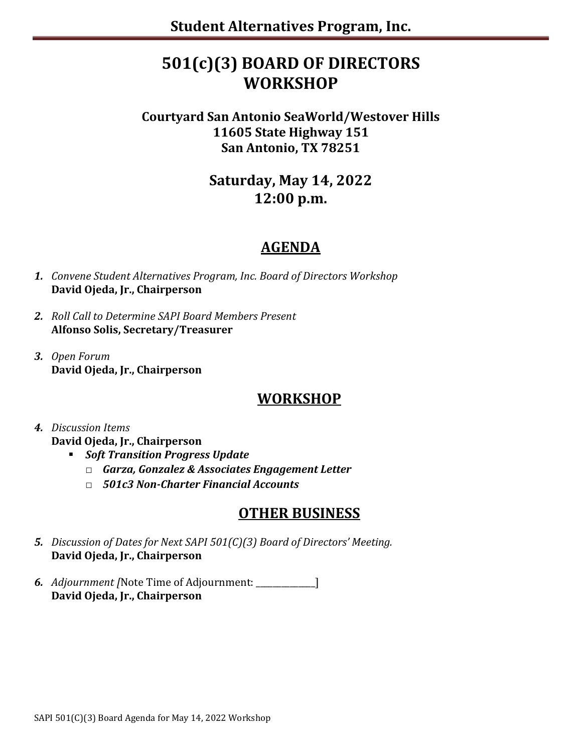**Student Alternatives Program, Inc.**

# 501(c)(3) BOARD OF DIRECTORS WORKSHOP

**Courtyard San Antonio SeaWorld/Westover Hills**
**11605 State Highway 151**
**San Antonio, TX 78251**

## Saturday, May 14, 2022
## 12:00 p.m.

## AGENDA

1. *Convene Student Alternatives Program, Inc. Board of Directors Workshop*
   **David Ojeda, Jr., Chairperson**

2. *Roll Call to Determine SAPI Board Members Present*
   **Alfonso Solis, Secretary/Treasurer**

3. *Open Forum*
   **David Ojeda, Jr., Chairperson**

## WORKSHOP

4. *Discussion Items*
   **David Ojeda, Jr., Chairperson**
   - ***Soft Transition Progress Update***
     - ***Garza, Gonzalez & Associates Engagement Letter***
     - ***501c3 Non-Charter Financial Accounts***

## OTHER BUSINESS

5. *Discussion of Dates for Next SAPI 501(C)(3) Board of Directors' Meeting.*
   **David Ojeda, Jr., Chairperson**

6. *Adjournment [*Note Time of Adjournment: _______________]
   **David Ojeda, Jr., Chairperson**